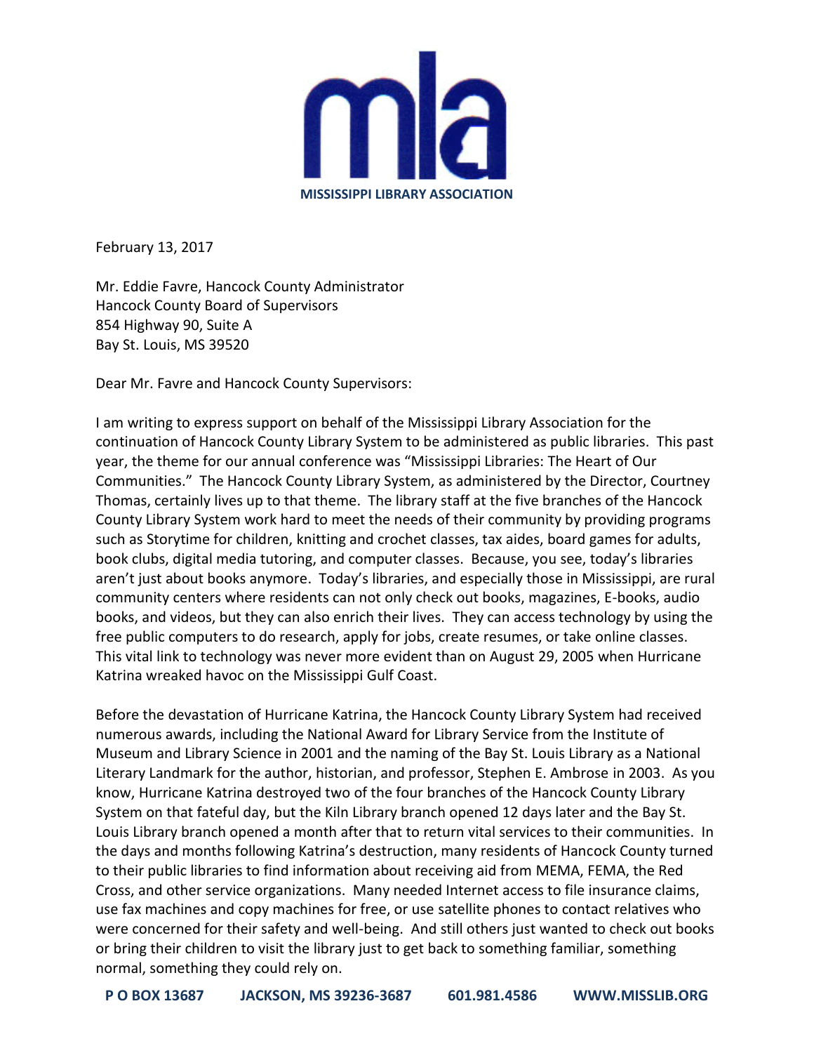**MISSISSIPPI LIBRARY ASSOCIATION**

February 13, 2017

Mr. Eddie Favre, Hancock County Administrator
Hancock County Board of Supervisors
854 Highway 90, Suite A
Bay St. Louis, MS 39520

Dear Mr. Favre and Hancock County Supervisors:

I am writing to express support on behalf of the Mississippi Library Association for the continuation of Hancock County Library System to be administered as public libraries. This past year, the theme for our annual conference was "Mississippi Libraries: The Heart of Our Communities." The Hancock County Library System, as administered by the Director, Courtney Thomas, certainly lives up to that theme. The library staff at the five branches of the Hancock County Library System work hard to meet the needs of their community by providing programs such as Storytime for children, knitting and crochet classes, tax aides, board games for adults, book clubs, digital media tutoring, and computer classes. Because, you see, today's libraries aren't just about books anymore. Today's libraries, and especially those in Mississippi, are rural community centers where residents can not only check out books, magazines, E-books, audio books, and videos, but they can also enrich their lives. They can access technology by using the free public computers to do research, apply for jobs, create resumes, or take online classes. This vital link to technology was never more evident than on August 29, 2005 when Hurricane Katrina wreaked havoc on the Mississippi Gulf Coast.

Before the devastation of Hurricane Katrina, the Hancock County Library System had received numerous awards, including the National Award for Library Service from the Institute of Museum and Library Science in 2001 and the naming of the Bay St. Louis Library as a National Literary Landmark for the author, historian, and professor, Stephen E. Ambrose in 2003. As you know, Hurricane Katrina destroyed two of the four branches of the Hancock County Library System on that fateful day, but the Kiln Library branch opened 12 days later and the Bay St. Louis Library branch opened a month after that to return vital services to their communities. In the days and months following Katrina's destruction, many residents of Hancock County turned to their public libraries to find information about receiving aid from MEMA, FEMA, the Red Cross, and other service organizations. Many needed Internet access to file insurance claims, use fax machines and copy machines for free, or use satellite phones to contact relatives who were concerned for their safety and well-being. And still others just wanted to check out books or bring their children to visit the library just to get back to something familiar, something normal, something they could rely on.

**P O BOX 13687 JACKSON, MS 39236-3687 601.981.4586 WWW.MISSLIB.ORG**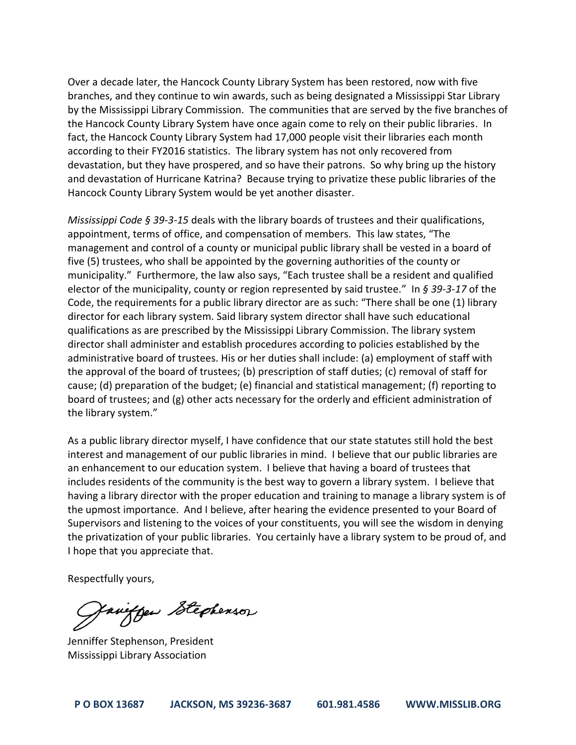Over a decade later, the Hancock County Library System has been restored, now with five branches, and they continue to win awards, such as being designated a Mississippi Star Library by the Mississippi Library Commission. The communities that are served by the five branches of the Hancock County Library System have once again come to rely on their public libraries. In fact, the Hancock County Library System had 17,000 people visit their libraries each month according to their FY2016 statistics. The library system has not only recovered from devastation, but they have prospered, and so have their patrons. So why bring up the history and devastation of Hurricane Katrina? Because trying to privatize these public libraries of the Hancock County Library System would be yet another disaster.

*Mississippi Code § 39-3-15* deals with the library boards of trustees and their qualifications, appointment, terms of office, and compensation of members. This law states, "The management and control of a county or municipal public library shall be vested in a board of five (5) trustees, who shall be appointed by the governing authorities of the county or municipality." Furthermore, the law also says, "Each trustee shall be a resident and qualified elector of the municipality, county or region represented by said trustee." In *§ 39-3-17* of the Code, the requirements for a public library director are as such: "There shall be one (1) library director for each library system. Said library system director shall have such educational qualifications as are prescribed by the Mississippi Library Commission. The library system director shall administer and establish procedures according to policies established by the administrative board of trustees. His or her duties shall include: (a) employment of staff with the approval of the board of trustees; (b) prescription of staff duties; (c) removal of staff for cause; (d) preparation of the budget; (e) financial and statistical management; (f) reporting to board of trustees; and (g) other acts necessary for the orderly and efficient administration of the library system."

As a public library director myself, I have confidence that our state statutes still hold the best interest and management of our public libraries in mind. I believe that our public libraries are an enhancement to our education system. I believe that having a board of trustees that includes residents of the community is the best way to govern a library system. I believe that having a library director with the proper education and training to manage a library system is of the upmost importance. And I believe, after hearing the evidence presented to your Board of Supervisors and listening to the voices of your constituents, you will see the wisdom in denying the privatization of your public libraries. You certainly have a library system to be proud of, and I hope that you appreciate that.

Respectfully yours,

Jenniffer Stephenson

Jenniffer Stephenson, President
Mississippi Library Association

P O BOX 13687 JACKSON, MS 39236-3687 601.981.4586 WWW.MISSLIB.ORG